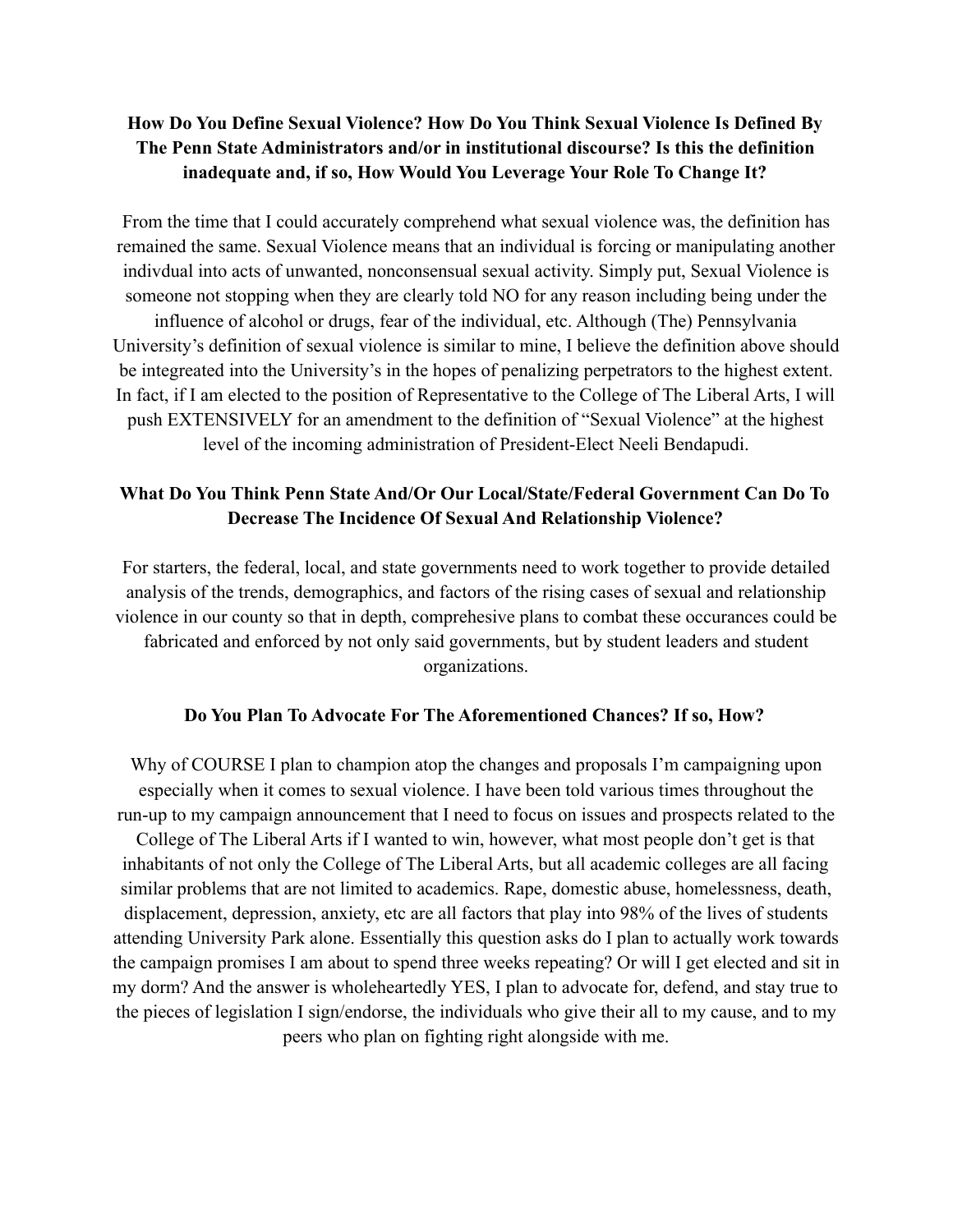**How Do You Define Sexual Violence? How Do You Think Sexual Violence Is Defined By The Penn State Administrators and/or in institutional discourse? Is this the definition inadequate and, if so, How Would You Leverage Your Role To Change It?**

From the time that I could accurately comprehend what sexual violence was, the definition has remained the same. Sexual Violence means that an individual is forcing or manipulating another indivdual into acts of unwanted, nonconsensual sexual activity. Simply put, Sexual Violence is someone not stopping when they are clearly told NO for any reason including being under the influence of alcohol or drugs, fear of the individual, etc. Although (The) Pennsylvania University's definition of sexual violence is similar to mine, I believe the definition above should be integreated into the University's in the hopes of penalizing perpetrators to the highest extent. In fact, if I am elected to the position of Representative to the College of The Liberal Arts, I will push EXTENSIVELY for an amendment to the definition of "Sexual Violence" at the highest level of the incoming administration of President-Elect Neeli Bendapudi.

**What Do You Think Penn State And/Or Our Local/State/Federal Government Can Do To Decrease The Incidence Of Sexual And Relationship Violence?**

For starters, the federal, local, and state governments need to work together to provide detailed analysis of the trends, demographics, and factors of the rising cases of sexual and relationship violence in our county so that in depth, comprehesive plans to combat these occurances could be fabricated and enforced by not only said governments, but by student leaders and student organizations.

**Do You Plan To Advocate For The Aforementioned Chances? If so, How?**

Why of COURSE I plan to champion atop the changes and proposals I'm campaigning upon especially when it comes to sexual violence. I have been told various times throughout the run-up to my campaign announcement that I need to focus on issues and prospects related to the College of The Liberal Arts if I wanted to win, however, what most people don't get is that inhabitants of not only the College of The Liberal Arts, but all academic colleges are all facing similar problems that are not limited to academics. Rape, domestic abuse, homelessness, death, displacement, depression, anxiety, etc are all factors that play into 98% of the lives of students attending University Park alone. Essentially this question asks do I plan to actually work towards the campaign promises I am about to spend three weeks repeating? Or will I get elected and sit in my dorm? And the answer is wholeheartedly YES, I plan to advocate for, defend, and stay true to the pieces of legislation I sign/endorse, the individuals who give their all to my cause, and to my peers who plan on fighting right alongside with me.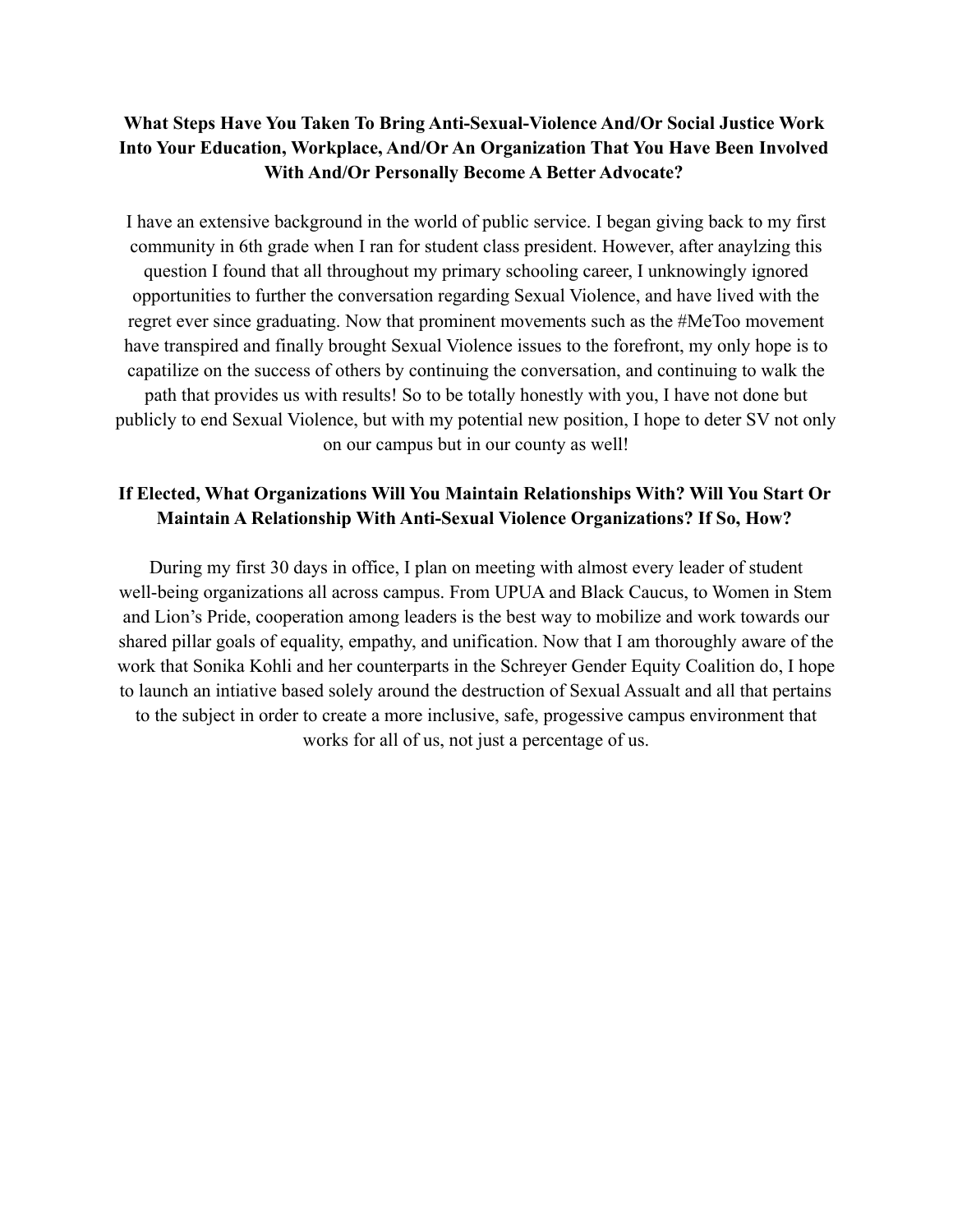**What Steps Have You Taken To Bring Anti-Sexual-Violence And/Or Social Justice Work Into Your Education, Workplace, And/Or An Organization That You Have Been Involved With And/Or Personally Become A Better Advocate?**

I have an extensive background in the world of public service. I began giving back to my first community in 6th grade when I ran for student class president. However, after anaylzing this question I found that all throughout my primary schooling career, I unknowingly ignored opportunities to further the conversation regarding Sexual Violence, and have lived with the regret ever since graduating. Now that prominent movements such as the #MeToo movement have transpired and finally brought Sexual Violence issues to the forefront, my only hope is to capatilize on the success of others by continuing the conversation, and continuing to walk the path that provides us with results! So to be totally honestly with you, I have not done but publicly to end Sexual Violence, but with my potential new position, I hope to deter SV not only on our campus but in our county as well!

**If Elected, What Organizations Will You Maintain Relationships With? Will You Start Or Maintain A Relationship With Anti-Sexual Violence Organizations? If So, How?**

During my first 30 days in office, I plan on meeting with almost every leader of student well-being organizations all across campus. From UPUA and Black Caucus, to Women in Stem and Lion's Pride, cooperation among leaders is the best way to mobilize and work towards our shared pillar goals of equality, empathy, and unification. Now that I am thoroughly aware of the work that Sonika Kohli and her counterparts in the Schreyer Gender Equity Coalition do, I hope to launch an intiative based solely around the destruction of Sexual Assualt and all that pertains to the subject in order to create a more inclusive, safe, progessive campus environment that works for all of us, not just a percentage of us.